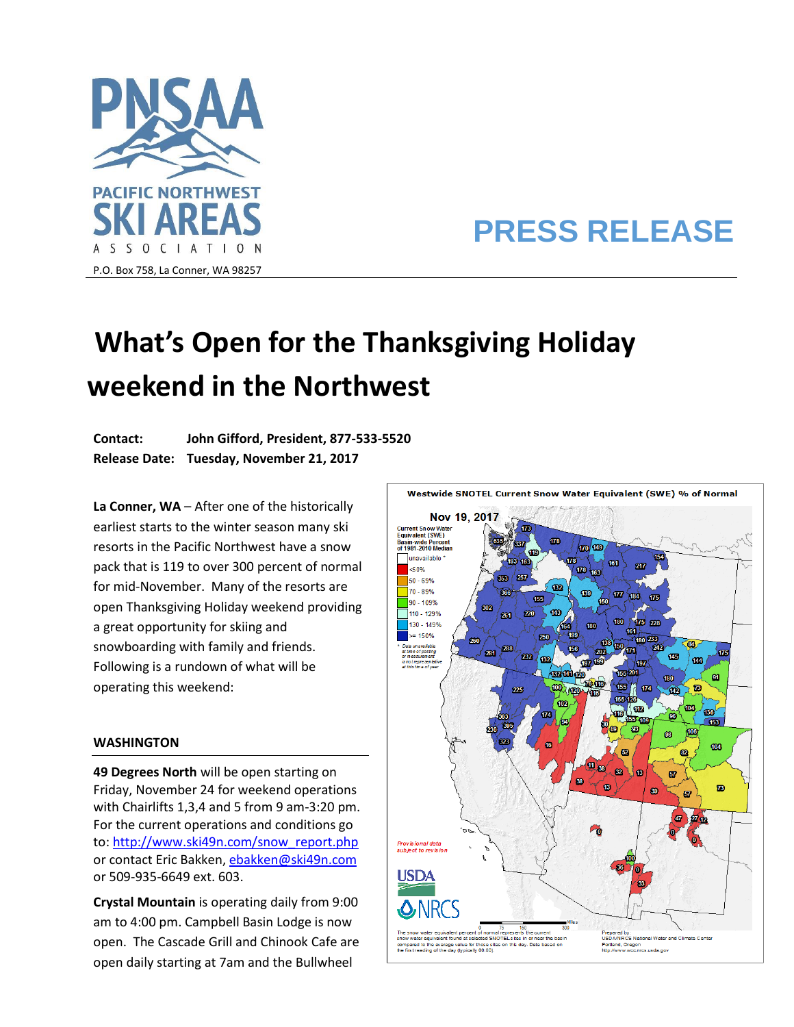PNSAA

PACIFIC NORTHWEST SKI AREAS ASSOCIATION

P.O. Box 758, La Conner, WA 98257

# PRESS RELEASE

# What's Open for the Thanksgiving Holiday weekend in the Northwest

**Contact:** **John Gifford, President, 877-533-5520**
**Release Date:** **Tuesday, November 21, 2017**

**La Conner, WA** – After one of the historically earliest starts to the winter season many ski resorts in the Pacific Northwest have a snow pack that is 119 to over 300 percent of normal for mid-November. Many of the resorts are open Thanksgiving Holiday weekend providing a great opportunity for skiing and snowboarding with family and friends. Following is a rundown of what will be operating this weekend:

## WASHINGTON

**49 Degrees North** will be open starting on Friday, November 24 for weekend operations with Chairlifts 1,3,4 and 5 from 9 am-3:20 pm. For the current operations and conditions go to: http://www.ski49n.com/snow_report.php or contact Eric Bakken, ebakken@ski49n.com or 509-935-6649 ext. 603.

**Crystal Mountain** is operating daily from 9:00 am to 4:00 pm. Campbell Basin Lodge is now open. The Cascade Grill and Chinook Cafe are open daily starting at 7am and the Bullwheel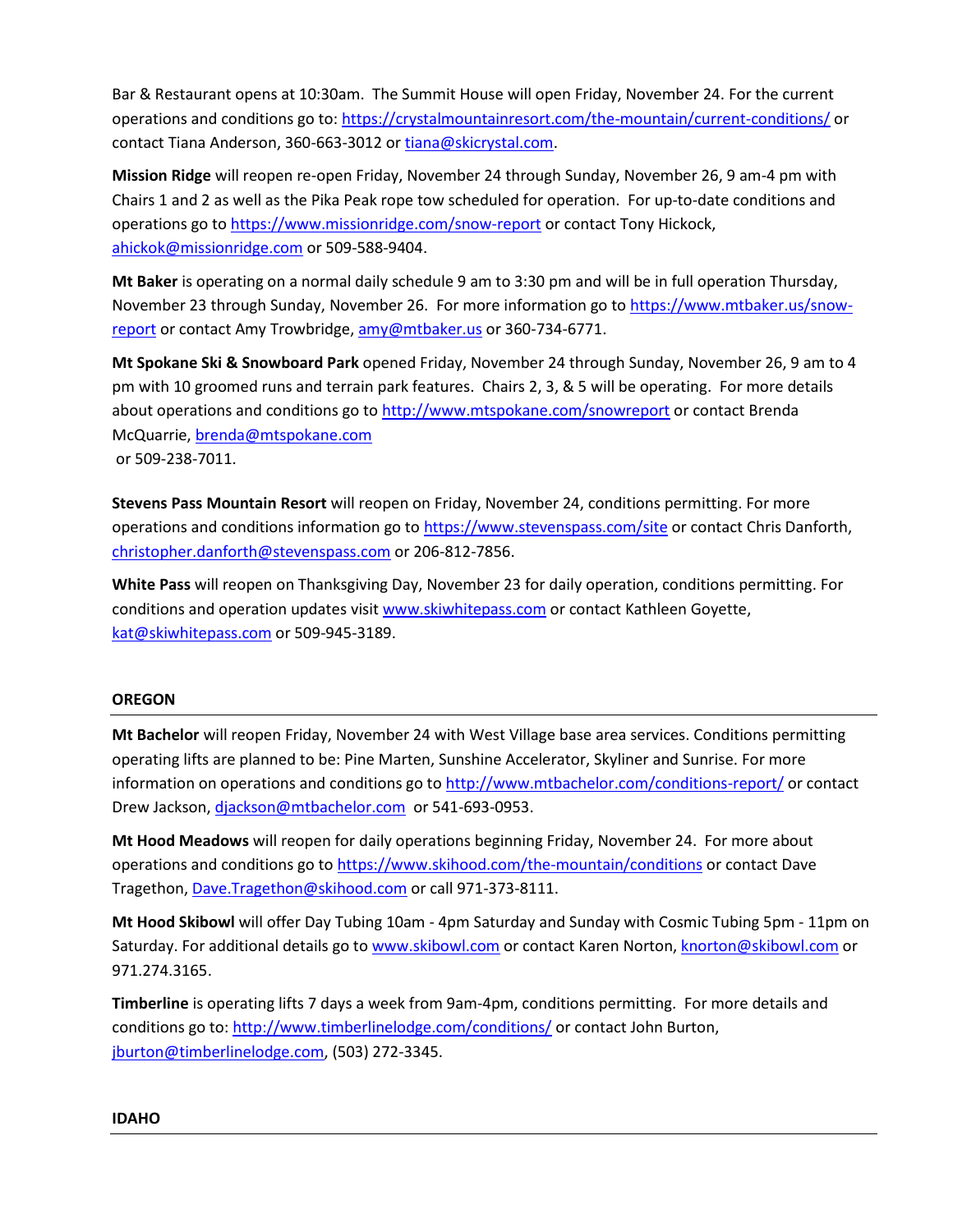Bar & Restaurant opens at 10:30am. The Summit House will open Friday, November 24. For the current operations and conditions go to: https://crystalmountainresort.com/the-mountain/current-conditions/ or contact Tiana Anderson, 360-663-3012 or tiana@skicrystal.com.

**Mission Ridge** will reopen re-open Friday, November 24 through Sunday, November 26, 9 am-4 pm with Chairs 1 and 2 as well as the Pika Peak rope tow scheduled for operation. For up-to-date conditions and operations go to https://www.missionridge.com/snow-report or contact Tony Hickock, ahickok@missionridge.com or 509-588-9404.

**Mt Baker** is operating on a normal daily schedule 9 am to 3:30 pm and will be in full operation Thursday, November 23 through Sunday, November 26. For more information go to https://www.mtbaker.us/snow-report or contact Amy Trowbridge, amy@mtbaker.us or 360-734-6771.

**Mt Spokane Ski & Snowboard Park** opened Friday, November 24 through Sunday, November 26, 9 am to 4 pm with 10 groomed runs and terrain park features. Chairs 2, 3, & 5 will be operating. For more details about operations and conditions go to http://www.mtspokane.com/snowreport or contact Brenda McQuarrie, brenda@mtspokane.com or 509-238-7011.

**Stevens Pass Mountain Resort** will reopen on Friday, November 24, conditions permitting. For more operations and conditions information go to https://www.stevenspass.com/site or contact Chris Danforth, christopher.danforth@stevenspass.com or 206-812-7856.

**White Pass** will reopen on Thanksgiving Day, November 23 for daily operation, conditions permitting. For conditions and operation updates visit www.skiwhitepass.com or contact Kathleen Goyette, kat@skiwhitepass.com or 509-945-3189.

## OREGON

**Mt Bachelor** will reopen Friday, November 24 with West Village base area services. Conditions permitting operating lifts are planned to be: Pine Marten, Sunshine Accelerator, Skyliner and Sunrise. For more information on operations and conditions go to http://www.mtbachelor.com/conditions-report/ or contact Drew Jackson, djackson@mtbachelor.com or 541-693-0953.

**Mt Hood Meadows** will reopen for daily operations beginning Friday, November 24. For more about operations and conditions go to https://www.skihood.com/the-mountain/conditions or contact Dave Tragethon, Dave.Tragethon@skihood.com or call 971-373-8111.

**Mt Hood Skibowl** will offer Day Tubing 10am - 4pm Saturday and Sunday with Cosmic Tubing 5pm - 11pm on Saturday. For additional details go to www.skibowl.com or contact Karen Norton, knorton@skibowl.com or 971.274.3165.

**Timberline** is operating lifts 7 days a week from 9am-4pm, conditions permitting. For more details and conditions go to: http://www.timberlinelodge.com/conditions/ or contact John Burton, jburton@timberlinelodge.com, (503) 272-3345.

## IDAHO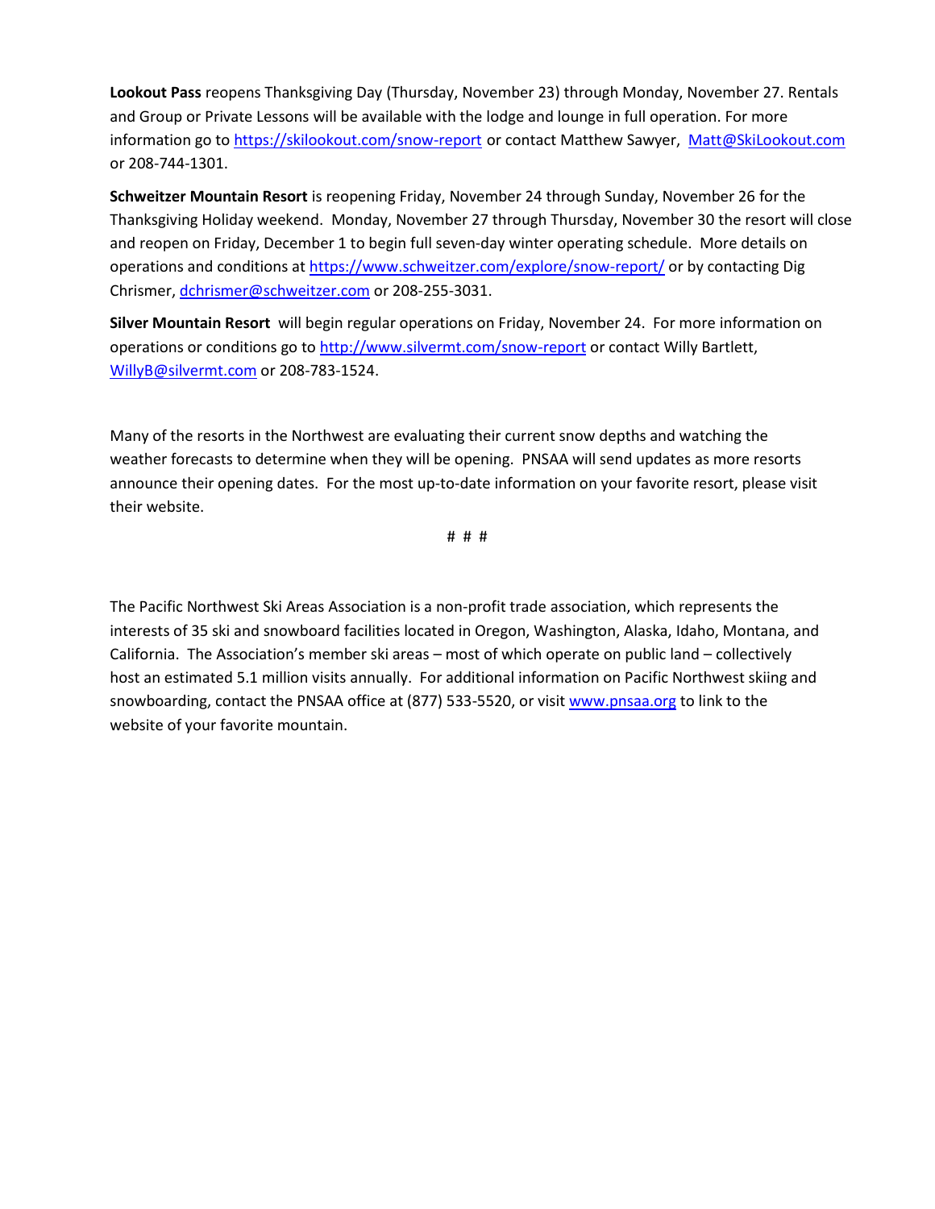**Lookout Pass** reopens Thanksgiving Day (Thursday, November 23) through Monday, November 27. Rentals and Group or Private Lessons will be available with the lodge and lounge in full operation. For more information go to https://skilookout.com/snow-report or contact Matthew Sawyer, Matt@SkiLookout.com or 208-744-1301.

**Schweitzer Mountain Resort** is reopening Friday, November 24 through Sunday, November 26 for the Thanksgiving Holiday weekend. Monday, November 27 through Thursday, November 30 the resort will close and reopen on Friday, December 1 to begin full seven-day winter operating schedule. More details on operations and conditions at https://www.schweitzer.com/explore/snow-report/ or by contacting Dig Chrismer, dchrismer@schweitzer.com or 208-255-3031.

**Silver Mountain Resort** will begin regular operations on Friday, November 24. For more information on operations or conditions go to http://www.silvermt.com/snow-report or contact Willy Bartlett, WillyB@silvermt.com or 208-783-1524.

Many of the resorts in the Northwest are evaluating their current snow depths and watching the weather forecasts to determine when they will be opening. PNSAA will send updates as more resorts announce their opening dates. For the most up-to-date information on your favorite resort, please visit their website.

# # #

The Pacific Northwest Ski Areas Association is a non-profit trade association, which represents the interests of 35 ski and snowboard facilities located in Oregon, Washington, Alaska, Idaho, Montana, and California. The Association's member ski areas – most of which operate on public land – collectively host an estimated 5.1 million visits annually. For additional information on Pacific Northwest skiing and snowboarding, contact the PNSAA office at (877) 533-5520, or visit www.pnsaa.org to link to the website of your favorite mountain.